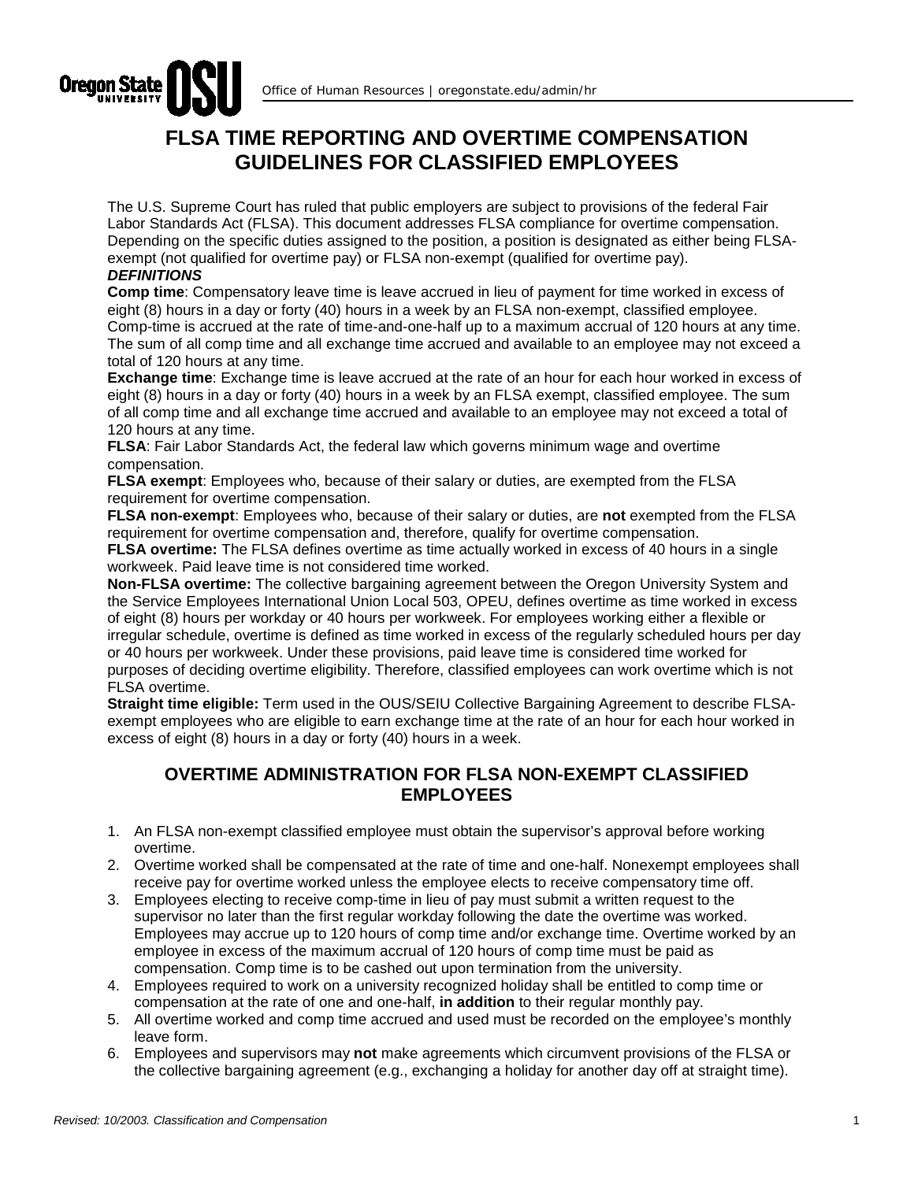# FLSA TIME REPORTING AND OVERTIME COMPENSATION GUIDELINES FOR CLASSIFIED EMPLOYEES

The U.S. Supreme Court has ruled that public employers are subject to provisions of the federal Fair Labor Standards Act (FLSA). This document addresses FLSA compliance for overtime compensation. Depending on the specific duties assigned to the position, a position is designated as either being FLSA-exempt (not qualified for overtime pay) or FLSA non-exempt (qualified for overtime pay).

***DEFINITIONS***

**Comp time**: Compensatory leave time is leave accrued in lieu of payment for time worked in excess of eight (8) hours in a day or forty (40) hours in a week by an FLSA non-exempt, classified employee. Comp-time is accrued at the rate of time-and-one-half up to a maximum accrual of 120 hours at any time. The sum of all comp time and all exchange time accrued and available to an employee may not exceed a total of 120 hours at any time.

**Exchange time**: Exchange time is leave accrued at the rate of an hour for each hour worked in excess of eight (8) hours in a day or forty (40) hours in a week by an FLSA exempt, classified employee. The sum of all comp time and all exchange time accrued and available to an employee may not exceed a total of 120 hours at any time.

**FLSA**: Fair Labor Standards Act, the federal law which governs minimum wage and overtime compensation.

**FLSA exempt**: Employees who, because of their salary or duties, are exempted from the FLSA requirement for overtime compensation.

**FLSA non-exempt**: Employees who, because of their salary or duties, are **not** exempted from the FLSA requirement for overtime compensation and, therefore, qualify for overtime compensation.

**FLSA overtime:** The FLSA defines overtime as time actually worked in excess of 40 hours in a single workweek. Paid leave time is not considered time worked.

**Non-FLSA overtime:** The collective bargaining agreement between the Oregon University System and the Service Employees International Union Local 503, OPEU, defines overtime as time worked in excess of eight (8) hours per workday or 40 hours per workweek. For employees working either a flexible or irregular schedule, overtime is defined as time worked in excess of the regularly scheduled hours per day or 40 hours per workweek. Under these provisions, paid leave time is considered time worked for purposes of deciding overtime eligibility. Therefore, classified employees can work overtime which is not FLSA overtime.

**Straight time eligible:** Term used in the OUS/SEIU Collective Bargaining Agreement to describe FLSA-exempt employees who are eligible to earn exchange time at the rate of an hour for each hour worked in excess of eight (8) hours in a day or forty (40) hours in a week.

## OVERTIME ADMINISTRATION FOR FLSA NON-EXEMPT CLASSIFIED EMPLOYEES

1. An FLSA non-exempt classified employee must obtain the supervisor's approval before working overtime.
2. Overtime worked shall be compensated at the rate of time and one-half. Nonexempt employees shall receive pay for overtime worked unless the employee elects to receive compensatory time off.
3. Employees electing to receive comp-time in lieu of pay must submit a written request to the supervisor no later than the first regular workday following the date the overtime was worked. Employees may accrue up to 120 hours of comp time and/or exchange time. Overtime worked by an employee in excess of the maximum accrual of 120 hours of comp time must be paid as compensation. Comp time is to be cashed out upon termination from the university.
4. Employees required to work on a university recognized holiday shall be entitled to comp time or compensation at the rate of one and one-half, **in addition** to their regular monthly pay.
5. All overtime worked and comp time accrued and used must be recorded on the employee's monthly leave form.
6. Employees and supervisors may **not** make agreements which circumvent provisions of the FLSA or the collective bargaining agreement (e.g., exchanging a holiday for another day off at straight time).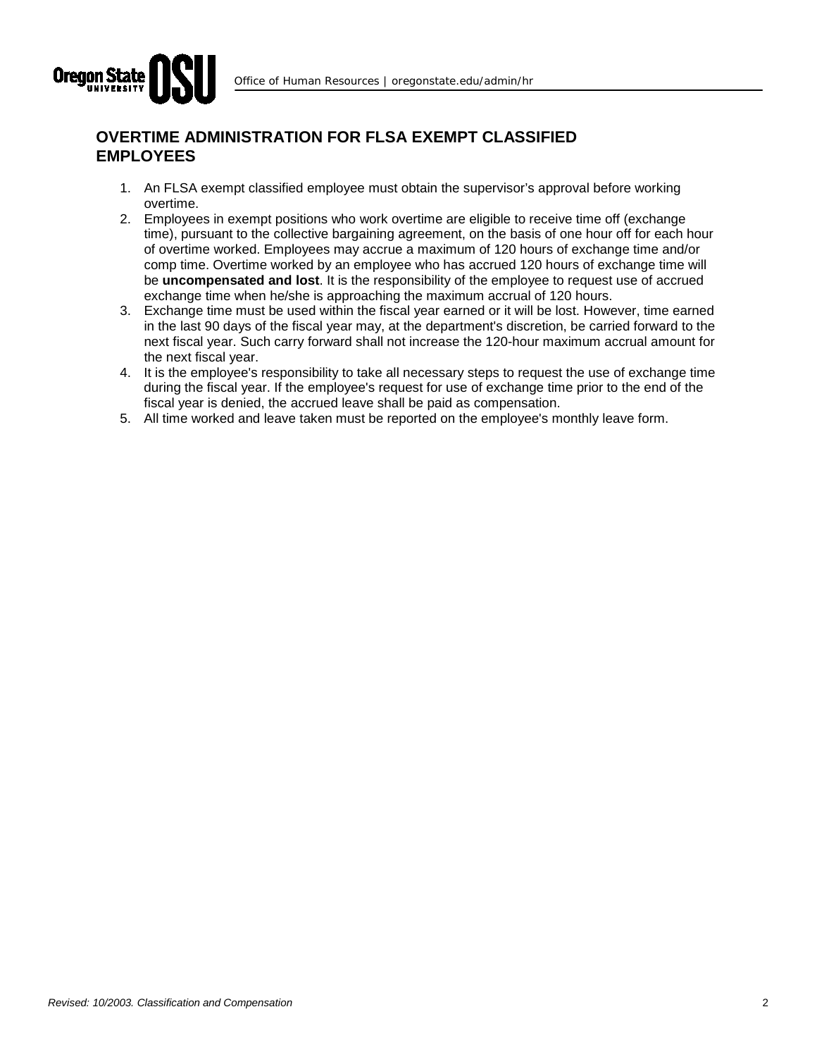## OVERTIME ADMINISTRATION FOR FLSA EXEMPT CLASSIFIED EMPLOYEES

1. An FLSA exempt classified employee must obtain the supervisor's approval before working overtime.
2. Employees in exempt positions who work overtime are eligible to receive time off (exchange time), pursuant to the collective bargaining agreement, on the basis of one hour off for each hour of overtime worked. Employees may accrue a maximum of 120 hours of exchange time and/or comp time. Overtime worked by an employee who has accrued 120 hours of exchange time will be **uncompensated and lost**. It is the responsibility of the employee to request use of accrued exchange time when he/she is approaching the maximum accrual of 120 hours.
3. Exchange time must be used within the fiscal year earned or it will be lost. However, time earned in the last 90 days of the fiscal year may, at the department's discretion, be carried forward to the next fiscal year. Such carry forward shall not increase the 120-hour maximum accrual amount for the next fiscal year.
4. It is the employee's responsibility to take all necessary steps to request the use of exchange time during the fiscal year. If the employee's request for use of exchange time prior to the end of the fiscal year is denied, the accrued leave shall be paid as compensation.
5. All time worked and leave taken must be reported on the employee's monthly leave form.